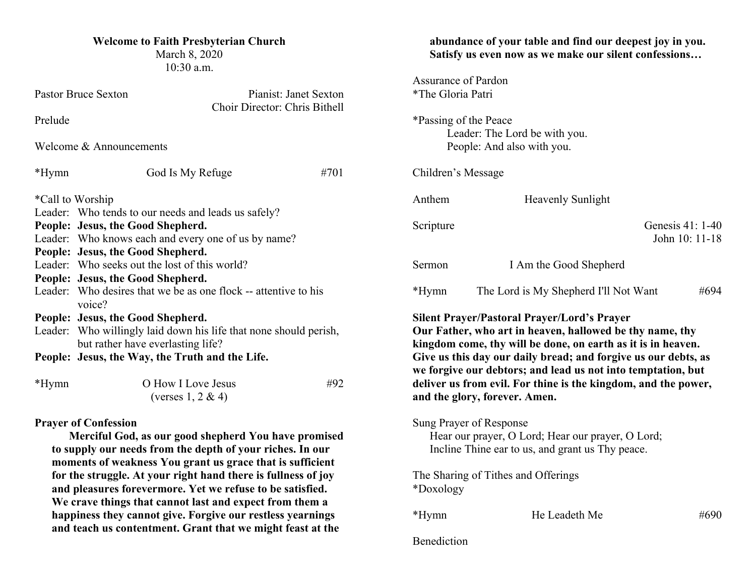**Welcome to Faith Presbyterian Church**
March 8, 2020
10:30 a.m.

Pastor Bruce Sexton | Pianist: Janet Sexton
Choir Director: Chris Bithell

Prelude

Welcome & Announcements

*Hymn God Is My Refuge #701

*Call to Worship
Leader: Who tends to our needs and leads us safely?
**People: Jesus, the Good Shepherd.**
Leader: Who knows each and every one of us by name?
**People: Jesus, the Good Shepherd.**
Leader: Who seeks out the lost of this world?
**People: Jesus, the Good Shepherd.**
Leader: Who desires that we be as one flock -- attentive to his voice?
**People: Jesus, the Good Shepherd.**
Leader: Who willingly laid down his life that none should perish, but rather have everlasting life?
**People: Jesus, the Way, the Truth and the Life.**

*Hymn O How I Love Jesus #92
(verses 1, 2 & 4)

**Prayer of Confession**
**Merciful God, as our good shepherd You have promised to supply our needs from the depth of your riches. In our moments of weakness You grant us grace that is sufficient for the struggle. At your right hand there is fullness of joy and pleasures forevermore. Yet we refuse to be satisfied. We crave things that cannot last and expect from them a happiness they cannot give. Forgive our restless yearnings and teach us contentment. Grant that we might feast at the abundance of your table and find our deepest joy in you. Satisfy us even now as we make our silent confessions…**

Assurance of Pardon
*The Gloria Patri

*Passing of the Peace
Leader: The Lord be with you.
People: And also with you.

Children's Message

Anthem Heavenly Sunlight

Scripture Genesis 41: 1-40
John 10: 11-18

Sermon I Am the Good Shepherd

*Hymn The Lord is My Shepherd I'll Not Want #694

**Silent Prayer/Pastoral Prayer/Lord's Prayer**
**Our Father, who art in heaven, hallowed be thy name, thy kingdom come, thy will be done, on earth as it is in heaven. Give us this day our daily bread; and forgive us our debts, as we forgive our debtors; and lead us not into temptation, but deliver us from evil. For thine is the kingdom, and the power, and the glory, forever. Amen.**

Sung Prayer of Response
Hear our prayer, O Lord; Hear our prayer, O Lord;
Incline Thine ear to us, and grant us Thy peace.

The Sharing of Tithes and Offerings
*Doxology

*Hymn He Leadeth Me #690

Benediction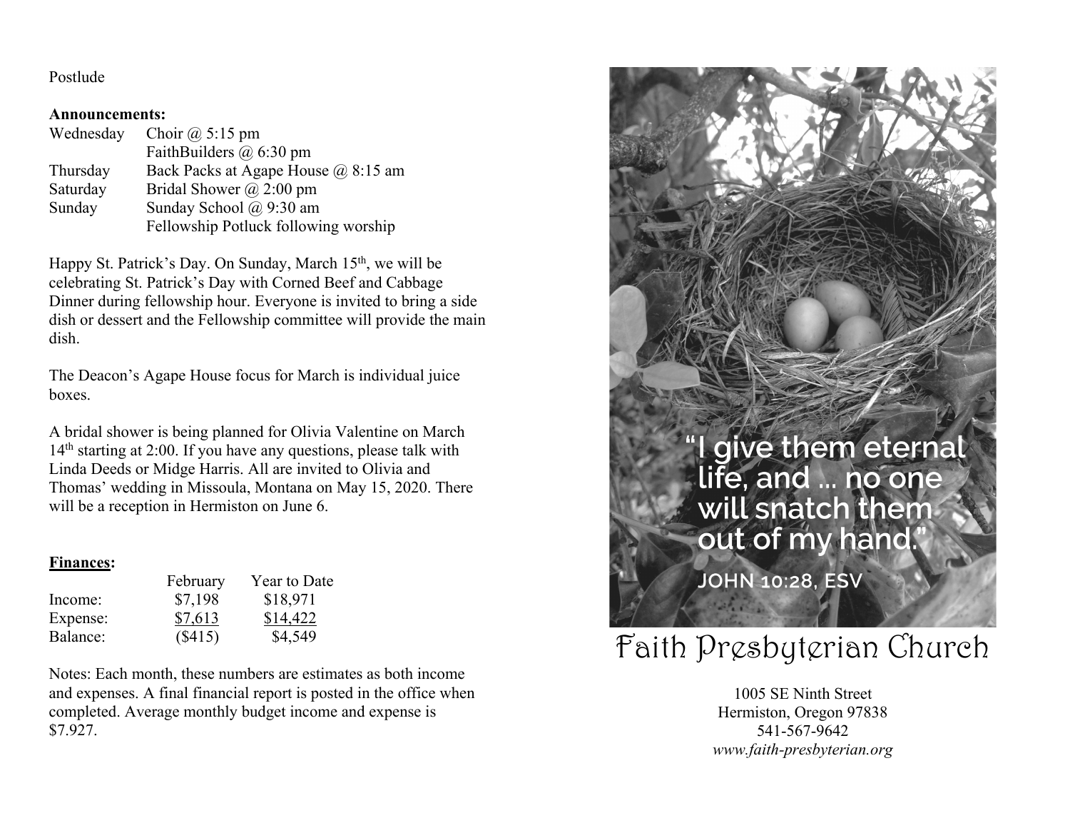Postlude

**Announcements:**

| | |
|---|---|
| Wednesday | Choir @ 5:15 pm |
| | FaithBuilders @ 6:30 pm |
| Thursday | Back Packs at Agape House @ 8:15 am |
| Saturday | Bridal Shower @ 2:00 pm |
| Sunday | Sunday School @ 9:30 am |
| | Fellowship Potluck following worship |

Happy St. Patrick's Day. On Sunday, March 15th, we will be celebrating St. Patrick's Day with Corned Beef and Cabbage Dinner during fellowship hour. Everyone is invited to bring a side dish or dessert and the Fellowship committee will provide the main dish.

The Deacon's Agape House focus for March is individual juice boxes.

A bridal shower is being planned for Olivia Valentine on March 14th starting at 2:00. If you have any questions, please talk with Linda Deeds or Midge Harris. All are invited to Olivia and Thomas' wedding in Missoula, Montana on May 15, 2020. There will be a reception in Hermiston on June 6.

**Finances:**

| | February | Year to Date |
|---|---|---|
| Income: | $7,198 | $18,971 |
| Expense: | $7,613 | $14,422 |
| Balance: | ($415) | $4,549 |

Notes: Each month, these numbers are estimates as both income and expenses. A final financial report is posted in the office when completed. Average monthly budget income and expense is $7.927.

"I give them eternal life, and ... no one will snatch them out of my hand."

JOHN 10:28, ESV

# Faith Presbyterian Church

1005 SE Ninth Street
Hermiston, Oregon 97838
541-567-9642
*www.faith-presbyterian.org*